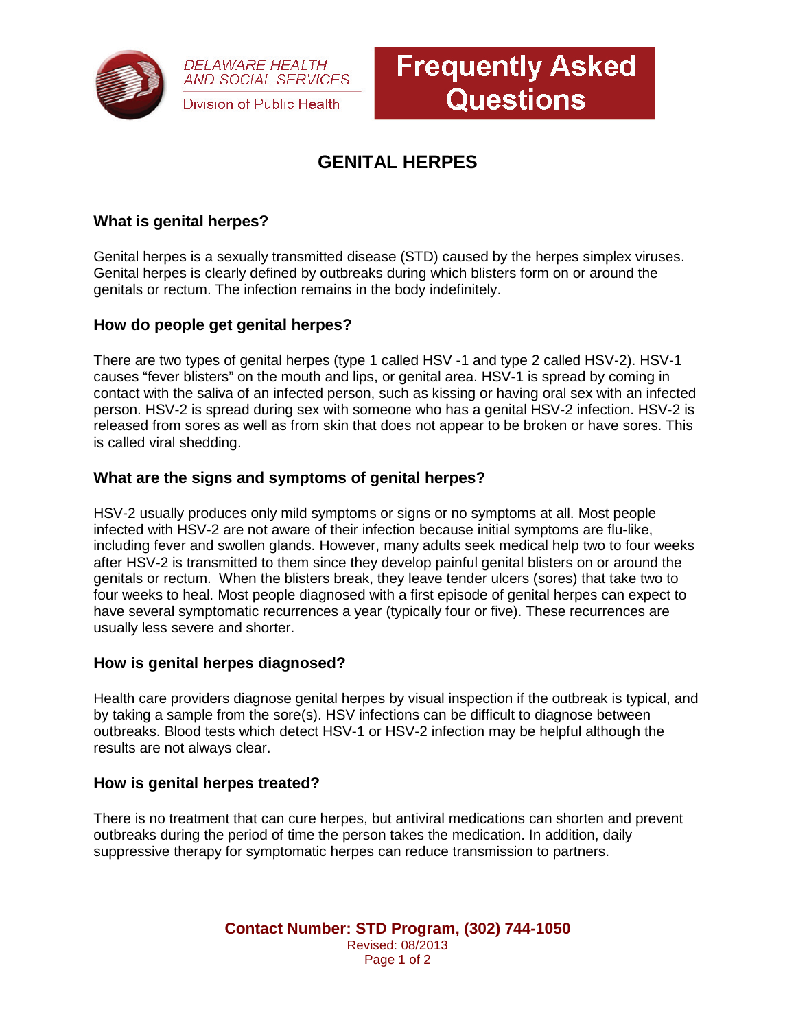DELAWARE HEALTH AND SOCIAL SERVICES

Division of Public Health

# Frequently Asked Questions

## GENITAL HERPES

### What is genital herpes?

Genital herpes is a sexually transmitted disease (STD) caused by the herpes simplex viruses. Genital herpes is clearly defined by outbreaks during which blisters form on or around the genitals or rectum. The infection remains in the body indefinitely.

### How do people get genital herpes?

There are two types of genital herpes (type 1 called HSV -1 and type 2 called HSV-2). HSV-1 causes “fever blisters” on the mouth and lips, or genital area. HSV-1 is spread by coming in contact with the saliva of an infected person, such as kissing or having oral sex with an infected person. HSV-2 is spread during sex with someone who has a genital HSV-2 infection. HSV-2 is released from sores as well as from skin that does not appear to be broken or have sores. This is called viral shedding.

### What are the signs and symptoms of genital herpes?

HSV-2 usually produces only mild symptoms or signs or no symptoms at all. Most people infected with HSV-2 are not aware of their infection because initial symptoms are flu-like, including fever and swollen glands. However, many adults seek medical help two to four weeks after HSV-2 is transmitted to them since they develop painful genital blisters on or around the genitals or rectum. When the blisters break, they leave tender ulcers (sores) that take two to four weeks to heal. Most people diagnosed with a first episode of genital herpes can expect to have several symptomatic recurrences a year (typically four or five). These recurrences are usually less severe and shorter.

### How is genital herpes diagnosed?

Health care providers diagnose genital herpes by visual inspection if the outbreak is typical, and by taking a sample from the sore(s). HSV infections can be difficult to diagnose between outbreaks. Blood tests which detect HSV-1 or HSV-2 infection may be helpful although the results are not always clear.

### How is genital herpes treated?

There is no treatment that can cure herpes, but antiviral medications can shorten and prevent outbreaks during the period of time the person takes the medication. In addition, daily suppressive therapy for symptomatic herpes can reduce transmission to partners.

**Contact Number: STD Program, (302) 744-1050**

Revised: 08/2013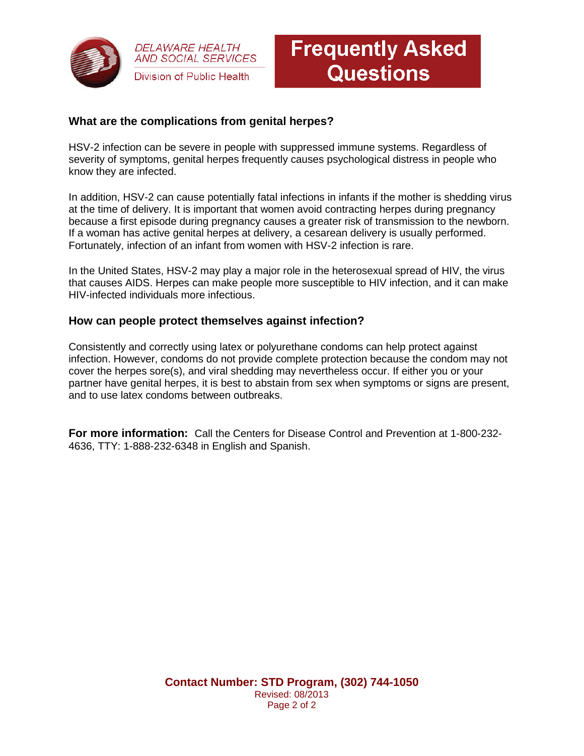## What are the complications from genital herpes?

HSV-2 infection can be severe in people with suppressed immune systems. Regardless of severity of symptoms, genital herpes frequently causes psychological distress in people who know they are infected.

In addition, HSV-2 can cause potentially fatal infections in infants if the mother is shedding virus at the time of delivery. It is important that women avoid contracting herpes during pregnancy because a first episode during pregnancy causes a greater risk of transmission to the newborn. If a woman has active genital herpes at delivery, a cesarean delivery is usually performed. Fortunately, infection of an infant from women with HSV-2 infection is rare.

In the United States, HSV-2 may play a major role in the heterosexual spread of HIV, the virus that causes AIDS. Herpes can make people more susceptible to HIV infection, and it can make HIV-infected individuals more infectious.

## How can people protect themselves against infection?

Consistently and correctly using latex or polyurethane condoms can help protect against infection. However, condoms do not provide complete protection because the condom may not cover the herpes sore(s), and viral shedding may nevertheless occur. If either you or your partner have genital herpes, it is best to abstain from sex when symptoms or signs are present, and to use latex condoms between outbreaks.

**For more information:** Call the Centers for Disease Control and Prevention at 1-800-232-4636, TTY: 1-888-232-6348 in English and Spanish.

**Contact Number: STD Program, (302) 744-1050**

Revised: 08/2013